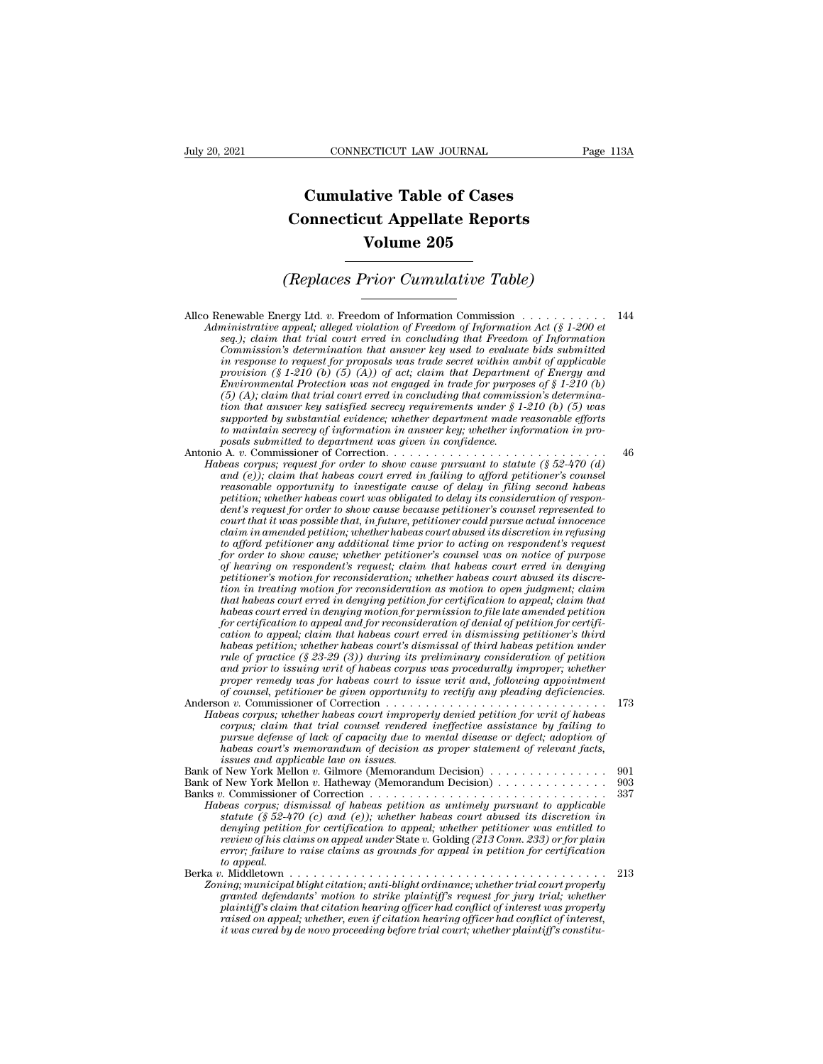# Cumulative Table of Cases
# Connecticut Appellate Reports
# Volume 205

## *(Replaces Prior Cumulative Table)*

Allco Renewable Energy Ltd. *v.* Freedom of Information Commission . . . . . . . . . . . 144
*Administrative appeal; alleged violation of Freedom of Information Act (§ 1-200 et seq.); claim that trial court erred in concluding that Freedom of Information Commission's determination that answer key used to evaluate bids submitted in response to request for proposals was trade secret within ambit of applicable provision (§ 1-210 (b) (5) (A)) of act; claim that Department of Energy and Environmental Protection was not engaged in trade for purposes of § 1-210 (b) (5) (A); claim that trial court erred in concluding that commission's determination that answer key satisfied secrecy requirements under § 1-210 (b) (5) was supported by substantial evidence; whether department made reasonable efforts to maintain secrecy of information in answer key; whether information in proposals submitted to department was given in confidence.*

Antonio A. *v.* Commissioner of Correction. . . . . . . . . . . . . . . . . . . . . . . . . . . . 46
*Habeas corpus; request for order to show cause pursuant to statute (§ 52-470 (d) and (e)); claim that habeas court erred in failing to afford petitioner's counsel reasonable opportunity to investigate cause of delay in filing second habeas petition; whether habeas court was obligated to delay its consideration of respondent's request for order to show cause because petitioner's counsel represented to court that it was possible that, in future, petitioner could pursue actual innocence claim in amended petition; whether habeas court abused its discretion in refusing to afford petitioner any additional time prior to acting on respondent's request for order to show cause; whether petitioner's counsel was on notice of purpose of hearing on respondent's request; claim that habeas court erred in denying petitioner's motion for reconsideration; whether habeas court abused its discretion in treating motion for reconsideration as motion to open judgment; claim that habeas court erred in denying petition for certification to appeal; claim that habeas court erred in denying motion for permission to file late amended petition for certification to appeal and for reconsideration of denial of petition for certification to appeal; claim that habeas court erred in dismissing petitioner's third habeas petition; whether habeas court's dismissal of third habeas petition under rule of practice (§ 23-29 (3)) during its preliminary consideration of petition and prior to issuing writ of habeas corpus was procedurally improper; whether proper remedy was for habeas court to issue writ and, following appointment of counsel, petitioner be given opportunity to rectify any pleading deficiencies.*

Anderson *v.* Commissioner of Correction . . . . . . . . . . . . . . . . . . . . . . . . . . . . 173
*Habeas corpus; whether habeas court improperly denied petition for writ of habeas corpus; claim that trial counsel rendered ineffective assistance by failing to pursue defense of lack of capacity due to mental disease or defect; adoption of habeas court's memorandum of decision as proper statement of relevant facts, issues and applicable law on issues.*

Bank of New York Mellon *v.* Gilmore (Memorandum Decision) . . . . . . . . . . . . . . . 901

Bank of New York Mellon *v.* Hatheway (Memorandum Decision) . . . . . . . . . . . . . . 903

Banks *v.* Commissioner of Correction . . . . . . . . . . . . . . . . . . . . . . . . . . . . . . . 337
*Habeas corpus; dismissal of habeas petition as untimely pursuant to applicable statute (§ 52-470 (c) and (e)); whether habeas court abused its discretion in denying petition for certification to appeal; whether petitioner was entitled to review of his claims on appeal under* State v. Golding *(213 Conn. 233) or for plain error; failure to raise claims as grounds for appeal in petition for certification to appeal.*

Berka *v.* Middletown . . . . . . . . . . . . . . . . . . . . . . . . . . . . . . . . . . . . . . . . . 213
*Zoning; municipal blight citation; anti-blight ordinance; whether trial court properly granted defendants' motion to strike plaintiff's request for jury trial; whether plaintiff's claim that citation hearing officer had conflict of interest was properly raised on appeal; whether, even if citation hearing officer had conflict of interest, it was cured by de novo proceeding before trial court; whether plaintiff's constitu-*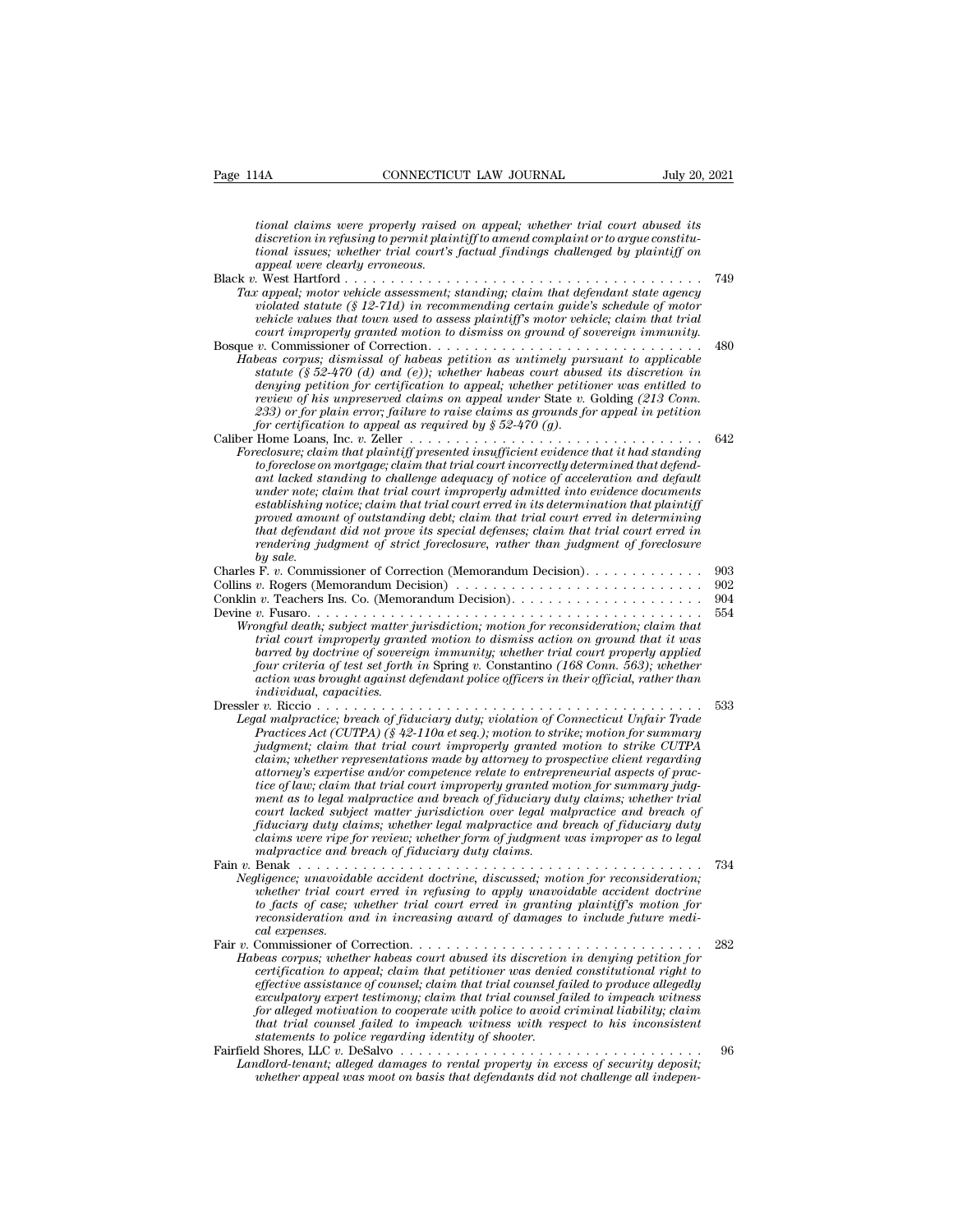*tional claims were properly raised on appeal; whether trial court abused its discretion in refusing to permit plaintiff to amend complaint or to argue constitutional issues; whether trial court's factual findings challenged by plaintiff on appeal were clearly erroneous.*

Black *v.* West Hartford . . . . . . . . . . . . . . . . . . . . . . . . . . . . . . . . . . . . . . 749

*Tax appeal; motor vehicle assessment; standing; claim that defendant state agency violated statute (§ 12-71d) in recommending certain guide's schedule of motor vehicle values that town used to assess plaintiff's motor vehicle; claim that trial court improperly granted motion to dismiss on ground of sovereign immunity.*

Bosque *v.* Commissioner of Correction. . . . . . . . . . . . . . . . . . . . . . . . . . . . . . 480

*Habeas corpus; dismissal of habeas petition as untimely pursuant to applicable statute (§ 52-470 (d) and (e)); whether habeas court abused its discretion in denying petition for certification to appeal; whether petitioner was entitled to review of his unpreserved claims on appeal under* State *v.* Golding *(213 Conn. 233) or for plain error; failure to raise claims as grounds for appeal in petition for certification to appeal as required by § 52-470 (g).*

Caliber Home Loans, Inc. *v.* Zeller . . . . . . . . . . . . . . . . . . . . . . . . . . . . . . . 642

*Foreclosure; claim that plaintiff presented insufficient evidence that it had standing to foreclose on mortgage; claim that trial court incorrectly determined that defendant lacked standing to challenge adequacy of notice of acceleration and default under note; claim that trial court improperly admitted into evidence documents establishing notice; claim that trial court erred in its determination that plaintiff proved amount of outstanding debt; claim that trial court erred in determining that defendant did not prove its special defenses; claim that trial court erred in rendering judgment of strict foreclosure, rather than judgment of foreclosure by sale.*

Charles F. *v.* Commissioner of Correction (Memorandum Decision). . . . . . . . . . . . 903

Collins *v.* Rogers (Memorandum Decision) . . . . . . . . . . . . . . . . . . . . . . . . . . 902

Conklin *v.* Teachers Ins. Co. (Memorandum Decision). . . . . . . . . . . . . . . . . . . . 904

Devine *v.* Fusaro. . . . . . . . . . . . . . . . . . . . . . . . . . . . . . . . . . . . . . . . . . 554

*Wrongful death; subject matter jurisdiction; motion for reconsideration; claim that trial court improperly granted motion to dismiss action on ground that it was barred by doctrine of sovereign immunity; whether trial court properly applied four criteria of test set forth in* Spring *v.* Constantino *(168 Conn. 563); whether action was brought against defendant police officers in their official, rather than individual, capacities.*

Dressler *v.* Riccio . . . . . . . . . . . . . . . . . . . . . . . . . . . . . . . . . . . . . . . . . 533

*Legal malpractice; breach of fiduciary duty; violation of Connecticut Unfair Trade Practices Act (CUTPA) (§ 42-110a et seq.); motion to strike; motion for summary judgment; claim that trial court improperly granted motion to strike CUTPA claim; whether representations made by attorney to prospective client regarding attorney's expertise and/or competence relate to entrepreneurial aspects of practice of law; claim that trial court improperly granted motion for summary judgment as to legal malpractice and breach of fiduciary duty claims; whether trial court lacked subject matter jurisdiction over legal malpractice and breach of fiduciary duty claims; whether legal malpractice and breach of fiduciary duty claims were ripe for review; whether form of judgment was improper as to legal malpractice and breach of fiduciary duty claims.*

Fain *v.* Benak . . . . . . . . . . . . . . . . . . . . . . . . . . . . . . . . . . . . . . . . . . 734

*Negligence; unavoidable accident doctrine, discussed; motion for reconsideration; whether trial court erred in refusing to apply unavoidable accident doctrine to facts of case; whether trial court erred in granting plaintiff's motion for reconsideration and in increasing award of damages to include future medical expenses.*

Fair *v.* Commissioner of Correction. . . . . . . . . . . . . . . . . . . . . . . . . . . . . . 282

*Habeas corpus; whether habeas court abused its discretion in denying petition for certification to appeal; claim that petitioner was denied constitutional right to effective assistance of counsel; claim that trial counsel failed to produce allegedly exculpatory expert testimony; claim that trial counsel failed to impeach witness for alleged motivation to cooperate with police to avoid criminal liability; claim that trial counsel failed to impeach witness with respect to his inconsistent statements to police regarding identity of shooter.*

Fairfield Shores, LLC *v.* DeSalvo . . . . . . . . . . . . . . . . . . . . . . . . . . . . . . . . 96

*Landlord-tenant; alleged damages to rental property in excess of security deposit; whether appeal was moot on basis that defendants did not challenge all indepen-*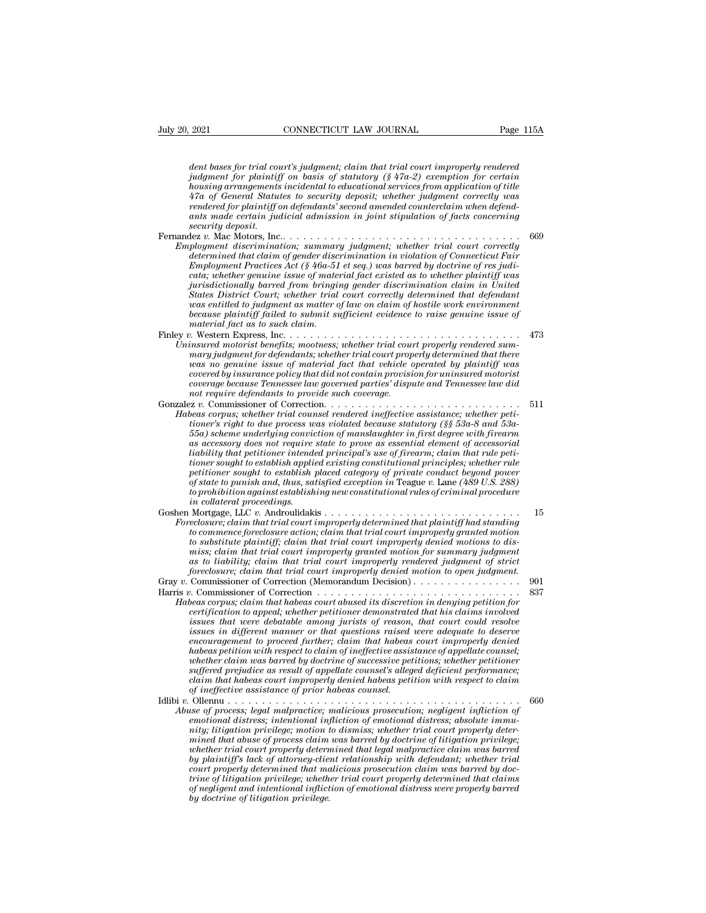*dent bases for trial court's judgment; claim that trial court improperly rendered judgment for plaintiff on basis of statutory (§ 47a-2) exemption for certain housing arrangements incidental to educational services from application of title 47a of General Statutes to security deposit; whether judgment correctly was rendered for plaintiff on defendants' second amended counterclaim when defendants made certain judicial admission in joint stipulation of facts concerning security deposit.*

Fernandez *v.* Mac Motors, Inc. . . . . . . . . . . . . . . . . . . . . . . . . . . . . . . . . . . . . 669

*Employment discrimination; summary judgment; whether trial court correctly determined that claim of gender discrimination in violation of Connecticut Fair Employment Practices Act (§ 46a-51 et seq.) was barred by doctrine of res judicata; whether genuine issue of material fact existed as to whether plaintiff was jurisdictionally barred from bringing gender discrimination claim in United States District Court; whether trial court correctly determined that defendant was entitled to judgment as matter of law on claim of hostile work environment because plaintiff failed to submit sufficient evidence to raise genuine issue of material fact as to such claim.*

Finley *v.* Western Express, Inc. . . . . . . . . . . . . . . . . . . . . . . . . . . . . . . . . . . 473

*Uninsured motorist benefits; mootness; whether trial court properly rendered summary judgment for defendants; whether trial court properly determined that there was no genuine issue of material fact that vehicle operated by plaintiff was covered by insurance policy that did not contain provision for uninsured motorist coverage because Tennessee law governed parties' dispute and Tennessee law did not require defendants to provide such coverage.*

Gonzalez *v.* Commissioner of Correction. . . . . . . . . . . . . . . . . . . . . . . . . . . . . 511

*Habeas corpus; whether trial counsel rendered ineffective assistance; whether petitioner's right to due process was violated because statutory (§§ 53a-8 and 53a-55a) scheme underlying conviction of manslaughter in first degree with firearm as accessory does not require state to prove as essential element of accessorial liability that petitioner intended principal's use of firearm; claim that rule petitioner sought to establish applied existing constitutional principles; whether rule petitioner sought to establish placed category of private conduct beyond power of state to punish and, thus, satisfied exception in* Teague *v.* Lane *(489 U.S. 288) to prohibition against establishing new constitutional rules of criminal procedure in collateral proceedings.*

Goshen Mortgage, LLC *v.* Androulidakis . . . . . . . . . . . . . . . . . . . . . . . . . . . . 15

*Foreclosure; claim that trial court improperly determined that plaintiff had standing to commence foreclosure action; claim that trial court improperly granted motion to substitute plaintiff; claim that trial court improperly denied motions to dismiss; claim that trial court improperly granted motion for summary judgment as to liability; claim that trial court improperly rendered judgment of strict foreclosure; claim that trial court improperly denied motion to open judgment.*

Gray *v.* Commissioner of Correction (Memorandum Decision) . . . . . . . . . . . . . . . 901

Harris *v.* Commissioner of Correction . . . . . . . . . . . . . . . . . . . . . . . . . . . . . . 837

*Habeas corpus; claim that habeas court abused its discretion in denying petition for certification to appeal; whether petitioner demonstrated that his claims involved issues that were debatable among jurists of reason, that court could resolve issues in different manner or that questions raised were adequate to deserve encouragement to proceed further; claim that habeas court improperly denied habeas petition with respect to claim of ineffective assistance of appellate counsel; whether claim was barred by doctrine of successive petitions; whether petitioner suffered prejudice as result of appellate counsel's alleged deficient performance; claim that habeas court improperly denied habeas petition with respect to claim of ineffective assistance of prior habeas counsel.*

Idlibi *v.* Ollennu . . . . . . . . . . . . . . . . . . . . . . . . . . . . . . . . . . . . . . . . . . . . 660

*Abuse of process; legal malpractice; malicious prosecution; negligent infliction of emotional distress; intentional infliction of emotional distress; absolute immunity; litigation privilege; motion to dismiss; whether trial court properly determined that abuse of process claim was barred by doctrine of litigation privilege; whether trial court properly determined that legal malpractice claim was barred by plaintiff's lack of attorney-client relationship with defendant; whether trial court properly determined that malicious prosecution claim was barred by doctrine of litigation privilege; whether trial court properly determined that claims of negligent and intentional infliction of emotional distress were properly barred by doctrine of litigation privilege.*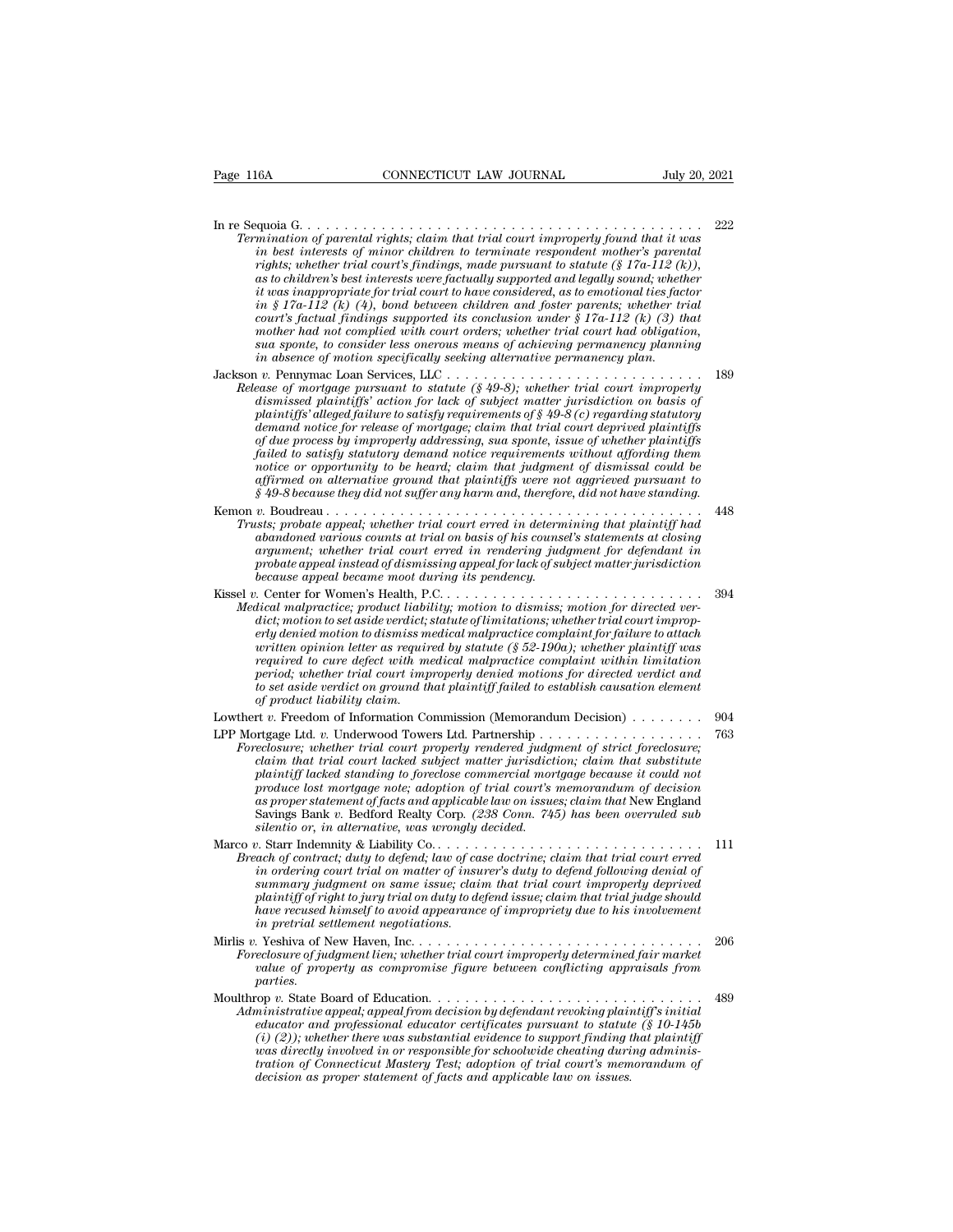In re Sequoia G. . . . . . . . . . . . . . . . . . . . . . . . . . . . . . . . . . . . . . . . . . . . . . . 222
*Termination of parental rights; claim that trial court improperly found that it was in best interests of minor children to terminate respondent mother's parental rights; whether trial court's findings, made pursuant to statute (§ 17a-112 (k)), as to children's best interests were factually supported and legally sound; whether it was inappropriate for trial court to have considered, as to emotional ties factor in § 17a-112 (k) (4), bond between children and foster parents; whether trial court's factual findings supported its conclusion under § 17a-112 (k) (3) that mother had not complied with court orders; whether trial court had obligation, sua sponte, to consider less onerous means of achieving permanency planning in absence of motion specifically seeking alternative permanency plan.*

Jackson *v.* Pennymac Loan Services, LLC . . . . . . . . . . . . . . . . . . . . . . . . . . . . 189
*Release of mortgage pursuant to statute (§ 49-8); whether trial court improperly dismissed plaintiffs' action for lack of subject matter jurisdiction on basis of plaintiffs' alleged failure to satisfy requirements of § 49-8 (c) regarding statutory demand notice for release of mortgage; claim that trial court deprived plaintiffs of due process by improperly addressing, sua sponte, issue of whether plaintiffs failed to satisfy statutory demand notice requirements without affording them notice or opportunity to be heard; claim that judgment of dismissal could be affirmed on alternative ground that plaintiffs were not aggrieved pursuant to § 49-8 because they did not suffer any harm and, therefore, did not have standing.*

Kemon *v.* Boudreau . . . . . . . . . . . . . . . . . . . . . . . . . . . . . . . . . . . . . . . . . . . . 448
*Trusts; probate appeal; whether trial court erred in determining that plaintiff had abandoned various counts at trial on basis of his counsel's statements at closing argument; whether trial court erred in rendering judgment for defendant in probate appeal instead of dismissing appeal for lack of subject matter jurisdiction because appeal became moot during its pendency.*

Kissel *v.* Center for Women's Health, P.C. . . . . . . . . . . . . . . . . . . . . . . . . . . . 394
*Medical malpractice; product liability; motion to dismiss; motion for directed verdict; motion to set aside verdict; statute of limitations; whether trial court improperly denied motion to dismiss medical malpractice complaint for failure to attach written opinion letter as required by statute (§ 52-190a); whether plaintiff was required to cure defect with medical malpractice complaint within limitation period; whether trial court improperly denied motions for directed verdict and to set aside verdict on ground that plaintiff failed to establish causation element of product liability claim.*

Lowthert *v.* Freedom of Information Commission (Memorandum Decision) . . . . . . . . 904

LPP Mortgage Ltd. *v.* Underwood Towers Ltd. Partnership . . . . . . . . . . . . . . . . . . 763
*Foreclosure; whether trial court properly rendered judgment of strict foreclosure; claim that trial court lacked subject matter jurisdiction; claim that substitute plaintiff lacked standing to foreclose commercial mortgage because it could not produce lost mortgage note; adoption of trial court's memorandum of decision as proper statement of facts and applicable law on issues; claim that* New England Savings Bank *v.* Bedford Realty Corp. *(238 Conn. 745) has been overruled sub silentio or, in alternative, was wrongly decided.*

Marco *v.* Starr Indemnity & Liability Co. . . . . . . . . . . . . . . . . . . . . . . . . . . . . . 111
*Breach of contract; duty to defend; law of case doctrine; claim that trial court erred in ordering court trial on matter of insurer's duty to defend following denial of summary judgment on same issue; claim that trial court improperly deprived plaintiff of right to jury trial on duty to defend issue; claim that trial judge should have recused himself to avoid appearance of impropriety due to his involvement in pretrial settlement negotiations.*

Mirlis *v.* Yeshiva of New Haven, Inc. . . . . . . . . . . . . . . . . . . . . . . . . . . . . . . . 206
*Foreclosure of judgment lien; whether trial court improperly determined fair market value of property as compromise figure between conflicting appraisals from parties.*

Moulthrop *v.* State Board of Education. . . . . . . . . . . . . . . . . . . . . . . . . . . . . . . 489
*Administrative appeal; appeal from decision by defendant revoking plaintiff's initial educator and professional educator certificates pursuant to statute (§ 10-145b (i) (2)); whether there was substantial evidence to support finding that plaintiff was directly involved in or responsible for schoolwide cheating during administration of Connecticut Mastery Test; adoption of trial court's memorandum of decision as proper statement of facts and applicable law on issues.*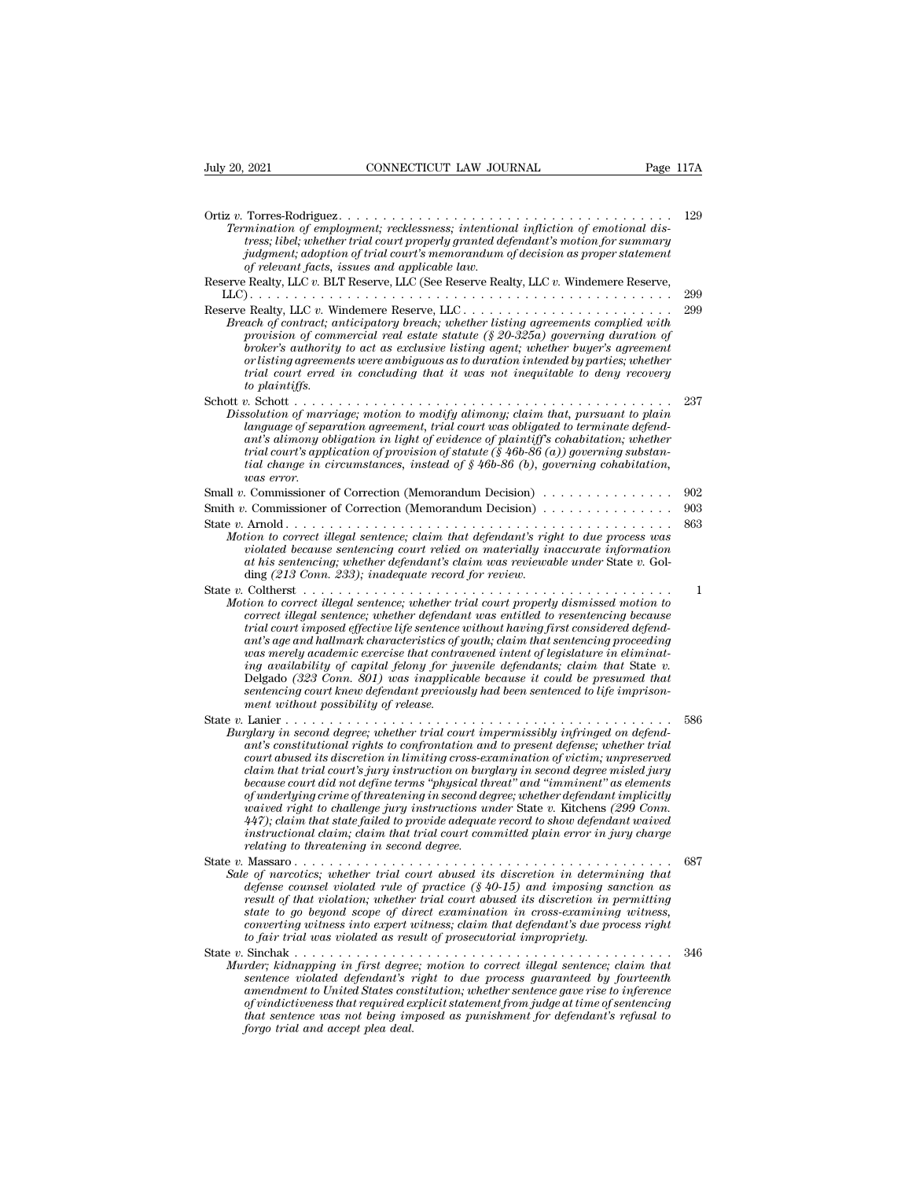Ortiz *v.* Torres-Rodriguez . . . . . . . . . . . . . . . . . . . . . . . . . . . . . . . . . . . . . 129
*Termination of employment; recklessness; intentional infliction of emotional distress; libel; whether trial court properly granted defendant's motion for summary judgment; adoption of trial court's memorandum of decision as proper statement of relevant facts, issues and applicable law.*

Reserve Realty, LLC *v.* BLT Reserve, LLC (See Reserve Realty, LLC *v.* Windemere Reserve, LLC) . . . . . . . . . . . . . . . . . . . . . . . . . . . . . . . . . . . . . . . . . . . . . . . 299

Reserve Realty, LLC *v.* Windemere Reserve, LLC . . . . . . . . . . . . . . . . . . . . . . . . 299
*Breach of contract; anticipatory breach; whether listing agreements complied with provision of commercial real estate statute (§ 20-325a) governing duration of broker's authority to act as exclusive listing agent; whether buyer's agreement or listing agreements were ambiguous as to duration intended by parties; whether trial court erred in concluding that it was not inequitable to deny recovery to plaintiffs.*

Schott *v.* Schott . . . . . . . . . . . . . . . . . . . . . . . . . . . . . . . . . . . . . . . . . 237
*Dissolution of marriage; motion to modify alimony; claim that, pursuant to plain language of separation agreement, trial court was obligated to terminate defendant's alimony obligation in light of evidence of plaintiff's cohabitation; whether trial court's application of provision of statute (§ 46b-86 (a)) governing substantial change in circumstances, instead of § 46b-86 (b), governing cohabitation, was error.*

Small *v.* Commissioner of Correction (Memorandum Decision) . . . . . . . . . . . . . . . 902

Smith *v.* Commissioner of Correction (Memorandum Decision) . . . . . . . . . . . . . . . 903

State *v.* Arnold . . . . . . . . . . . . . . . . . . . . . . . . . . . . . . . . . . . . . . . . . 863
*Motion to correct illegal sentence; claim that defendant's right to due process was violated because sentencing court relied on materially inaccurate information at his sentencing; whether defendant's claim was reviewable under* State v. Golding *(213 Conn. 233); inadequate record for review.*

State *v.* Coltherst . . . . . . . . . . . . . . . . . . . . . . . . . . . . . . . . . . . . . . . 1
*Motion to correct illegal sentence; whether trial court properly dismissed motion to correct illegal sentence; whether defendant was entitled to resentencing because trial court imposed effective life sentence without having first considered defendant's age and hallmark characteristics of youth; claim that sentencing proceeding was merely academic exercise that contravened intent of legislature in eliminating availability of capital felony for juvenile defendants; claim that* State v. Delgado *(323 Conn. 801) was inapplicable because it could be presumed that sentencing court knew defendant previously had been sentenced to life imprisonment without possibility of release.*

State *v.* Lanier . . . . . . . . . . . . . . . . . . . . . . . . . . . . . . . . . . . . . . . . . 586
*Burglary in second degree; whether trial court impermissibly infringed on defendant's constitutional rights to confrontation and to present defense; whether trial court abused its discretion in limiting cross-examination of victim; unpreserved claim that trial court's jury instruction on burglary in second degree misled jury because court did not define terms "physical threat" and "imminent" as elements of underlying crime of threatening in second degree; whether defendant implicitly waived right to challenge jury instructions under* State v. Kitchens *(299 Conn. 447); claim that state failed to provide adequate record to show defendant waived instructional claim; claim that trial court committed plain error in jury charge relating to threatening in second degree.*

State *v.* Massaro . . . . . . . . . . . . . . . . . . . . . . . . . . . . . . . . . . . . . . . . 687
*Sale of narcotics; whether trial court abused its discretion in determining that defense counsel violated rule of practice (§ 40-15) and imposing sanction as result of that violation; whether trial court abused its discretion in permitting state to go beyond scope of direct examination in cross-examining witness, converting witness into expert witness; claim that defendant's due process right to fair trial was violated as result of prosecutorial impropriety.*

State *v.* Sinchak . . . . . . . . . . . . . . . . . . . . . . . . . . . . . . . . . . . . . . . . 346
*Murder; kidnapping in first degree; motion to correct illegal sentence; claim that sentence violated defendant's right to due process guaranteed by fourteenth amendment to United States constitution; whether sentence gave rise to inference of vindictiveness that required explicit statement from judge at time of sentencing that sentence was not being imposed as punishment for defendant's refusal to forgo trial and accept plea deal.*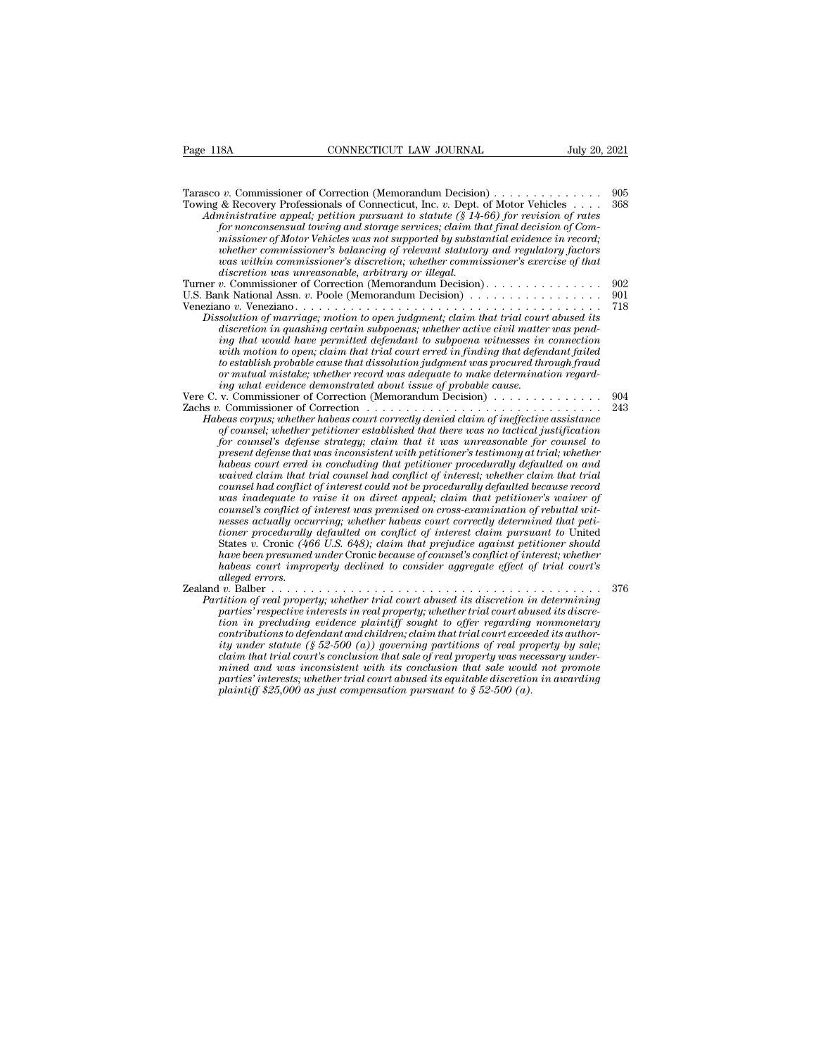Tarasco *v.* Commissioner of Correction (Memorandum Decision) . . . . . . . . . . . . . 905

Towing & Recovery Professionals of Connecticut, Inc. *v.* Dept. of Motor Vehicles . . . . 368

*Administrative appeal; petition pursuant to statute (§ 14-66) for revision of rates for nonconsensual towing and storage services; claim that final decision of Commissioner of Motor Vehicles was not supported by substantial evidence in record; whether commissioner's balancing of relevant statutory and regulatory factors was within commissioner's discretion; whether commissioner's exercise of that discretion was unreasonable, arbitrary or illegal.*

Turner *v.* Commissioner of Correction (Memorandum Decision). . . . . . . . . . . . . . 902

U.S. Bank National Assn. *v.* Poole (Memorandum Decision) . . . . . . . . . . . . . . . 901

Veneziano *v.* Veneziano. . . . . . . . . . . . . . . . . . . . . . . . . . . . . . . . . . . . . . 718

*Dissolution of marriage; motion to open judgment; claim that trial court abused its discretion in quashing certain subpoenas; whether active civil matter was pending that would have permitted defendant to subpoena witnesses in connection with motion to open; claim that trial court erred in finding that defendant failed to establish probable cause that dissolution judgment was procured through fraud or mutual mistake; whether record was adequate to make determination regarding what evidence demonstrated about issue of probable cause.*

Vere C. v. Commissioner of Correction (Memorandum Decision) . . . . . . . . . . . . . 904

Zachs *v.* Commissioner of Correction . . . . . . . . . . . . . . . . . . . . . . . . . . . . . 243

*Habeas corpus; whether habeas court correctly denied claim of ineffective assistance of counsel; whether petitioner established that there was no tactical justification for counsel's defense strategy; claim that it was unreasonable for counsel to present defense that was inconsistent with petitioner's testimony at trial; whether habeas court erred in concluding that petitioner procedurally defaulted on and waived claim that trial counsel had conflict of interest; whether claim that trial counsel had conflict of interest could not be procedurally defaulted because record was inadequate to raise it on direct appeal; claim that petitioner's waiver of counsel's conflict of interest was premised on cross-examination of rebuttal witnesses actually occurring; whether habeas court correctly determined that petitioner procedurally defaulted on conflict of interest claim pursuant to* United States *v.* Cronic *(466 U.S. 648); claim that prejudice against petitioner should have been presumed under* Cronic *because of counsel's conflict of interest; whether habeas court improperly declined to consider aggregate effect of trial court's alleged errors.*

Zealand *v.* Balber . . . . . . . . . . . . . . . . . . . . . . . . . . . . . . . . . . . . . . . . . . 376

*Partition of real property; whether trial court abused its discretion in determining parties' respective interests in real property; whether trial court abused its discretion in precluding evidence plaintiff sought to offer regarding nonmonetary contributions to defendant and children; claim that trial court exceeded its authority under statute (§ 52-500 (a)) governing partitions of real property by sale; claim that trial court's conclusion that sale of real property was necessary undermined and was inconsistent with its conclusion that sale would not promote parties' interests; whether trial court abused its equitable discretion in awarding plaintiff $25,000 as just compensation pursuant to § 52-500 (a).*